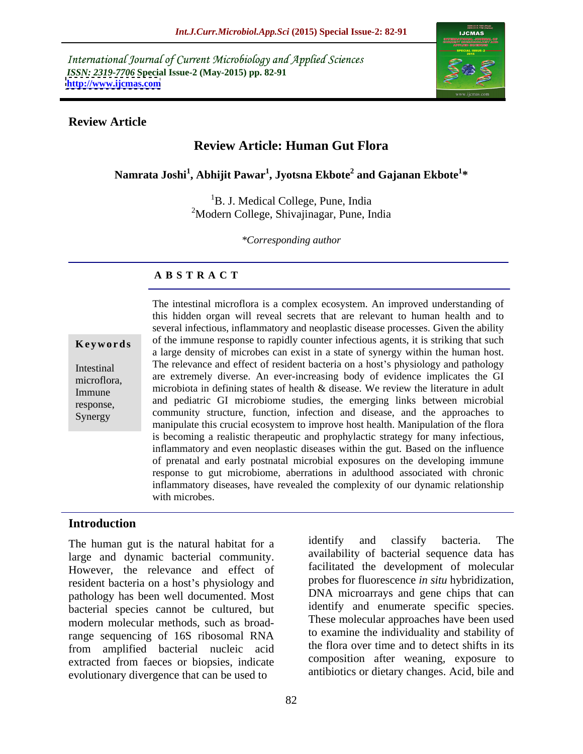International Journal of Current Microbiology and Applied Sciences
*ISSN: 2319-7706* **Special Issue-2 (May-2015) pp. 82-91**
**http://www.ijcmas.com**

**Review Article**

# Review Article: Human Gut Flora

**Namrata Joshi[1], Abhijit Pawar[1], Jyotsna Ekbote[2] and Gajanan Ekbote[1]***

[1]B. J. Medical College, Pune, India
[2]Modern College, Shivajinagar, Pune, India

*\*Corresponding author*

## ABSTRACT

**Keywords**

Intestinal microflora, Immune response, Synergy

The intestinal microflora is a complex ecosystem. An improved understanding of this hidden organ will reveal secrets that are relevant to human health and to several infectious, inflammatory and neoplastic disease processes. Given the ability of the immune response to rapidly counter infectious agents, it is striking that such a large density of microbes can exist in a state of synergy within the human host. The relevance and effect of resident bacteria on a host's physiology and pathology are extremely diverse. An ever-increasing body of evidence implicates the GI microbiota in defining states of health & disease. We review the literature in adult and pediatric GI microbiome studies, the emerging links between microbial community structure, function, infection and disease, and the approaches to manipulate this crucial ecosystem to improve host health. Manipulation of the flora is becoming a realistic therapeutic and prophylactic strategy for many infectious, inflammatory and even neoplastic diseases within the gut. Based on the influence of prenatal and early postnatal microbial exposures on the developing immune response to gut microbiome, aberrations in adulthood associated with chronic inflammatory diseases, have revealed the complexity of our dynamic relationship with microbes.

## Introduction

The human gut is the natural habitat for a large and dynamic bacterial community. However, the relevance and effect of resident bacteria on a host's physiology and pathology has been well documented. Most bacterial species cannot be cultured, but modern molecular methods, such as broad-range sequencing of 16S ribosomal RNA from amplified bacterial nucleic acid extracted from faeces or biopsies, indicate evolutionary divergence that can be used to identify and classify bacteria. The availability of bacterial sequence data has facilitated the development of molecular probes for fluorescence *in situ* hybridization, DNA microarrays and gene chips that can identify and enumerate specific species. These molecular approaches have been used to examine the individuality and stability of the flora over time and to detect shifts in its composition after weaning, exposure to antibiotics or dietary changes. Acid, bile and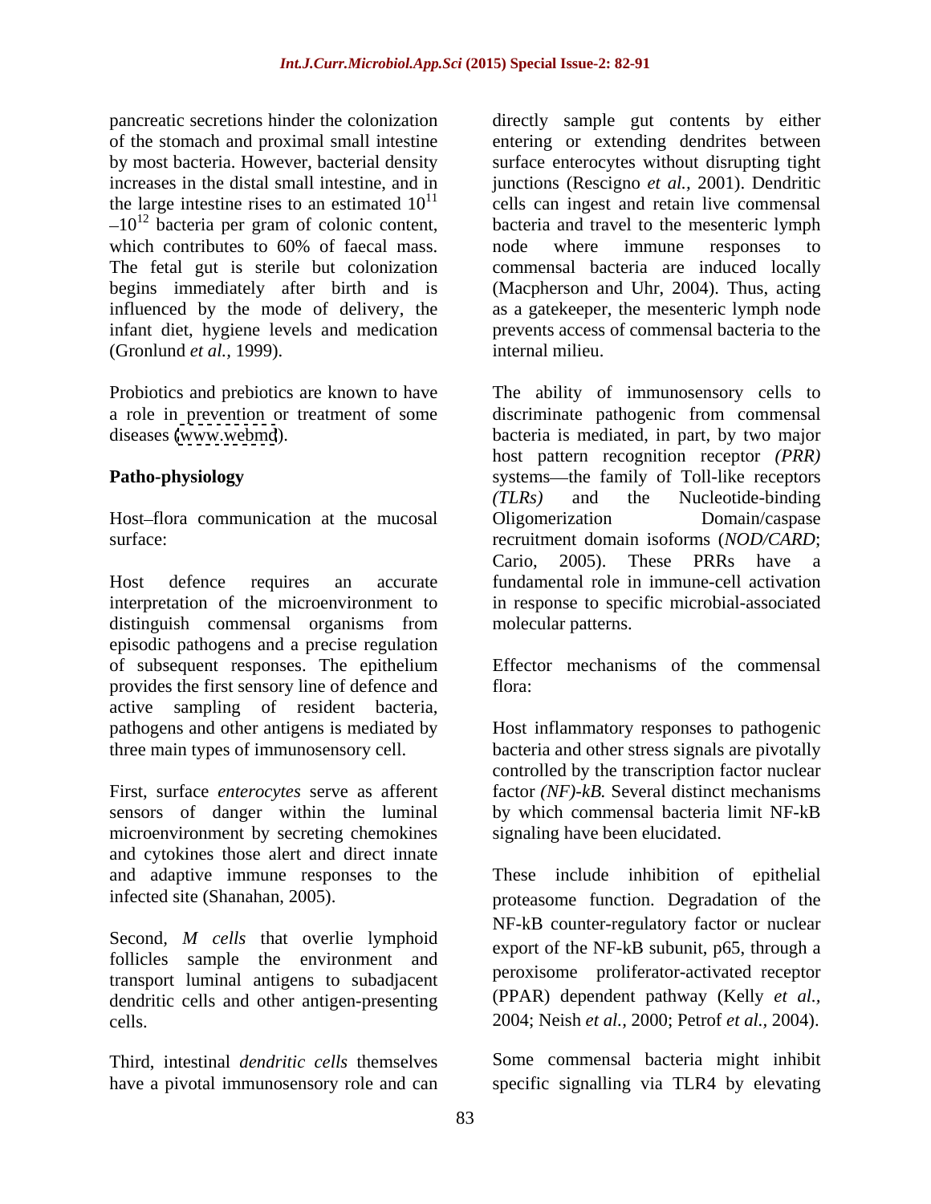pancreatic secretions hinder the colonization of the stomach and proximal small intestine by most bacteria. However, bacterial density increases in the distal small intestine, and in the large intestine rises to an estimated $10^{11}$ –$10^{12}$ bacteria per gram of colonic content, which contributes to 60% of faecal mass. The fetal gut is sterile but colonization begins immediately after birth and is influenced by the mode of delivery, the infant diet, hygiene levels and medication (Gronlund *et al.,* 1999).

Probiotics and prebiotics are known to have a role in prevention or treatment of some diseases (www.webmd).

**Patho-physiology**

Host–flora communication at the mucosal surface:

Host defence requires an accurate interpretation of the microenvironment to distinguish commensal organisms from episodic pathogens and a precise regulation of subsequent responses. The epithelium provides the first sensory line of defence and active sampling of resident bacteria, pathogens and other antigens is mediated by three main types of immunosensory cell.

First, surface *enterocytes* serve as afferent sensors of danger within the luminal microenvironment by secreting chemokines and cytokines those alert and direct innate and adaptive immune responses to the infected site (Shanahan, 2005).

Second, *M cells* that overlie lymphoid follicles sample the environment and transport luminal antigens to subadjacent dendritic cells and other antigen-presenting cells.

Third, intestinal *dendritic cells* themselves have a pivotal immunosensory role and can directly sample gut contents by either entering or extending dendrites between surface enterocytes without disrupting tight junctions (Rescigno *et al.,* 2001). Dendritic cells can ingest and retain live commensal bacteria and travel to the mesenteric lymph node where immune responses to commensal bacteria are induced locally (Macpherson and Uhr, 2004). Thus, acting as a gatekeeper, the mesenteric lymph node prevents access of commensal bacteria to the internal milieu.

The ability of immunosensory cells to discriminate pathogenic from commensal bacteria is mediated, in part, by two major host pattern recognition receptor *(PRR)* systems—the family of Toll-like receptors *(TLRs)* and the Nucleotide-binding Oligomerization Domain/caspase recruitment domain isoforms (*NOD/CARD*; Cario, 2005). These PRRs have a fundamental role in immune-cell activation in response to specific microbial-associated molecular patterns.

Effector mechanisms of the commensal flora:

Host inflammatory responses to pathogenic bacteria and other stress signals are pivotally controlled by the transcription factor nuclear factor *(NF)-kB.* Several distinct mechanisms by which commensal bacteria limit NF-kB signaling have been elucidated.

These include inhibition of epithelial proteasome function. Degradation of the NF-kB counter-regulatory factor or nuclear export of the NF-kB subunit, p65, through a peroxisome proliferator-activated receptor (PPAR) dependent pathway (Kelly *et al.,* 2004; Neish *et al.,* 2000; Petrof *et al.,* 2004).

Some commensal bacteria might inhibit specific signalling via TLR4 by elevating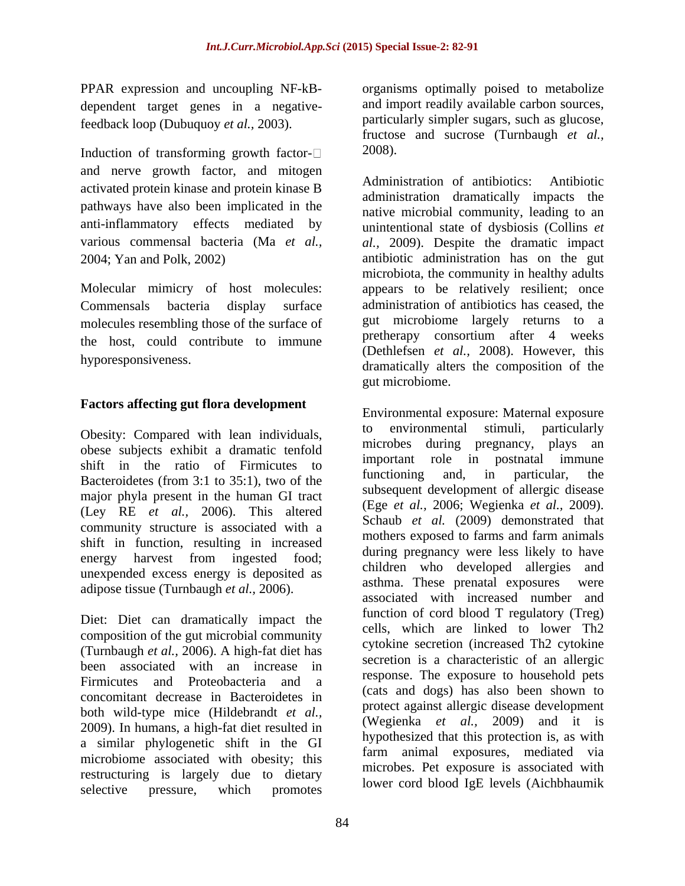PPAR expression and uncoupling NF-kB-dependent target genes in a negative-feedback loop (Dubuquoy *et al.*, 2003).

Induction of transforming growth factor-□ and nerve growth factor, and mitogen activated protein kinase and protein kinase B pathways have also been implicated in the anti-inflammatory effects mediated by various commensal bacteria (Ma *et al.*, 2004; Yan and Polk, 2002)

Molecular mimicry of host molecules: Commensals bacteria display surface molecules resembling those of the surface of the host, could contribute to immune hyporesponsiveness.

## Factors affecting gut flora development

Obesity: Compared with lean individuals, obese subjects exhibit a dramatic tenfold shift in the ratio of Firmicutes to Bacteroidetes (from 3:1 to 35:1), two of the major phyla present in the human GI tract (Ley RE *et al.*, 2006). This altered community structure is associated with a shift in function, resulting in increased energy harvest from ingested food; unexpended excess energy is deposited as adipose tissue (Turnbaugh *et al.*, 2006).

Diet: Diet can dramatically impact the composition of the gut microbial community (Turnbaugh *et al.*, 2006). A high-fat diet has been associated with an increase in Firmicutes and Proteobacteria and a concomitant decrease in Bacteroidetes in both wild-type mice (Hildebrandt *et al.*, 2009). In humans, a high-fat diet resulted in a similar phylogenetic shift in the GI microbiome associated with obesity; this restructuring is largely due to dietary selective pressure, which promotes organisms optimally poised to metabolize and import readily available carbon sources, particularly simpler sugars, such as glucose, fructose and sucrose (Turnbaugh *et al.*, 2008).

Administration of antibiotics: Antibiotic administration dramatically impacts the native microbial community, leading to an unintentional state of dysbiosis (Collins *et al.*, 2009). Despite the dramatic impact antibiotic administration has on the gut microbiota, the community in healthy adults appears to be relatively resilient; once administration of antibiotics has ceased, the gut microbiome largely returns to a pretherapy consortium after 4 weeks (Dethlefsen *et al.*, 2008). However, this dramatically alters the composition of the gut microbiome.

Environmental exposure: Maternal exposure to environmental stimuli, particularly microbes during pregnancy, plays an important role in postnatal immune functioning and, in particular, the subsequent development of allergic disease (Ege *et al.*, 2006; Wegienka *et al.*, 2009). Schaub *et al.* (2009) demonstrated that mothers exposed to farms and farm animals during pregnancy were less likely to have children who developed allergies and asthma. These prenatal exposures were associated with increased number and function of cord blood T regulatory (Treg) cells, which are linked to lower Th2 cytokine secretion (increased Th2 cytokine secretion is a characteristic of an allergic response. The exposure to household pets (cats and dogs) has also been shown to protect against allergic disease development (Wegienka *et al.*, 2009) and it is hypothesized that this protection is, as with farm animal exposures, mediated via microbes. Pet exposure is associated with lower cord blood IgE levels (Aichbhaumik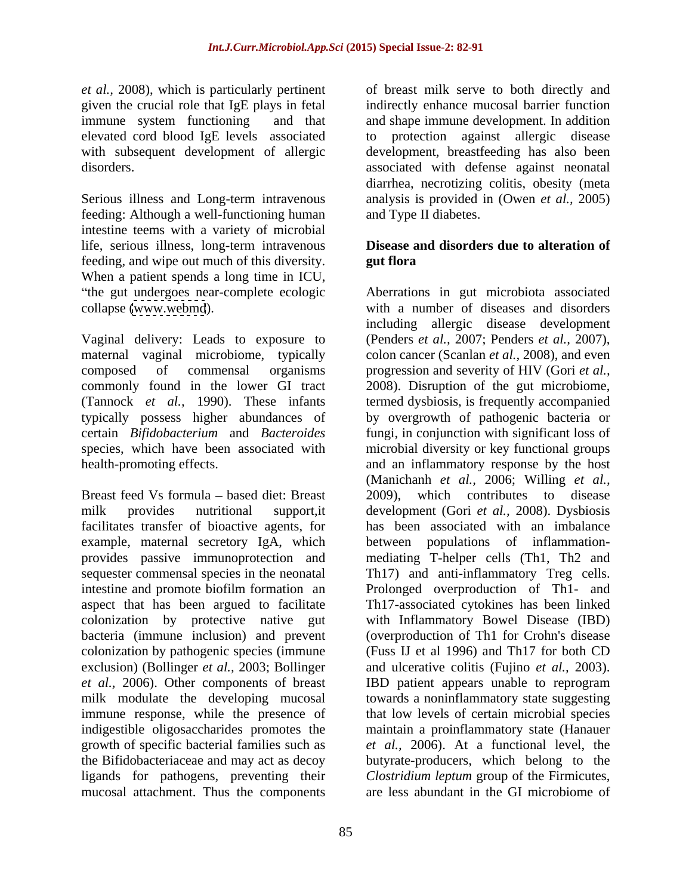*et al.,* 2008), which is particularly pertinent given the crucial role that IgE plays in fetal immune system functioning and that elevated cord blood IgE levels associated with subsequent development of allergic disorders.

Serious illness and Long-term intravenous feeding: Although a well-functioning human intestine teems with a variety of microbial life, serious illness, long-term intravenous feeding, and wipe out much of this diversity. When a patient spends a long time in ICU, "the gut undergoes near-complete ecologic collapse (www.webmd).

Vaginal delivery: Leads to exposure to maternal vaginal microbiome, typically composed of commensal organisms commonly found in the lower GI tract (Tannock *et al.,* 1990). These infants typically possess higher abundances of certain *Bifidobacterium* and *Bacteroides* species, which have been associated with health-promoting effects.

Breast feed Vs formula – based diet: Breast milk provides nutritional support,it facilitates transfer of bioactive agents, for example, maternal secretory IgA, which provides passive immunoprotection and sequester commensal species in the neonatal intestine and promote biofilm formation an aspect that has been argued to facilitate colonization by protective native gut bacteria (immune inclusion) and prevent colonization by pathogenic species (immune exclusion) (Bollinger *et al.,* 2003; Bollinger *et al.,* 2006). Other components of breast milk modulate the developing mucosal immune response, while the presence of indigestible oligosaccharides promotes the growth of specific bacterial families such as the Bifidobacteriaceae and may act as decoy ligands for pathogens, preventing their mucosal attachment. Thus the components of breast milk serve to both directly and indirectly enhance mucosal barrier function and shape immune development. In addition to protection against allergic disease development, breastfeeding has also been associated with defense against neonatal diarrhea, necrotizing colitis, obesity (meta analysis is provided in (Owen *et al.,* 2005) and Type II diabetes.

## Disease and disorders due to alteration of gut flora

Aberrations in gut microbiota associated with a number of diseases and disorders including allergic disease development (Penders *et al.,* 2007; Penders *et al.,* 2007), colon cancer (Scanlan *et al.,* 2008), and even progression and severity of HIV (Gori *et al.,* 2008). Disruption of the gut microbiome, termed dysbiosis, is frequently accompanied by overgrowth of pathogenic bacteria or fungi, in conjunction with significant loss of microbial diversity or key functional groups and an inflammatory response by the host (Manichanh *et al.,* 2006; Willing *et al.,* 2009), which contributes to disease development (Gori *et al.,* 2008). Dysbiosis has been associated with an imbalance between populations of inflammation-mediating T-helper cells (Th1, Th2 and Th17) and anti-inflammatory Treg cells. Prolonged overproduction of Th1- and Th17-associated cytokines has been linked with Inflammatory Bowel Disease (IBD) (overproduction of Th1 for Crohn's disease (Fuss IJ et al 1996) and Th17 for both CD and ulcerative colitis (Fujino *et al.,* 2003). IBD patient appears unable to reprogram towards a noninflammatory state suggesting that low levels of certain microbial species maintain a proinflammatory state (Hanauer *et al.,* 2006). At a functional level, the butyrate-producers, which belong to the *Clostridium leptum* group of the Firmicutes, are less abundant in the GI microbiome of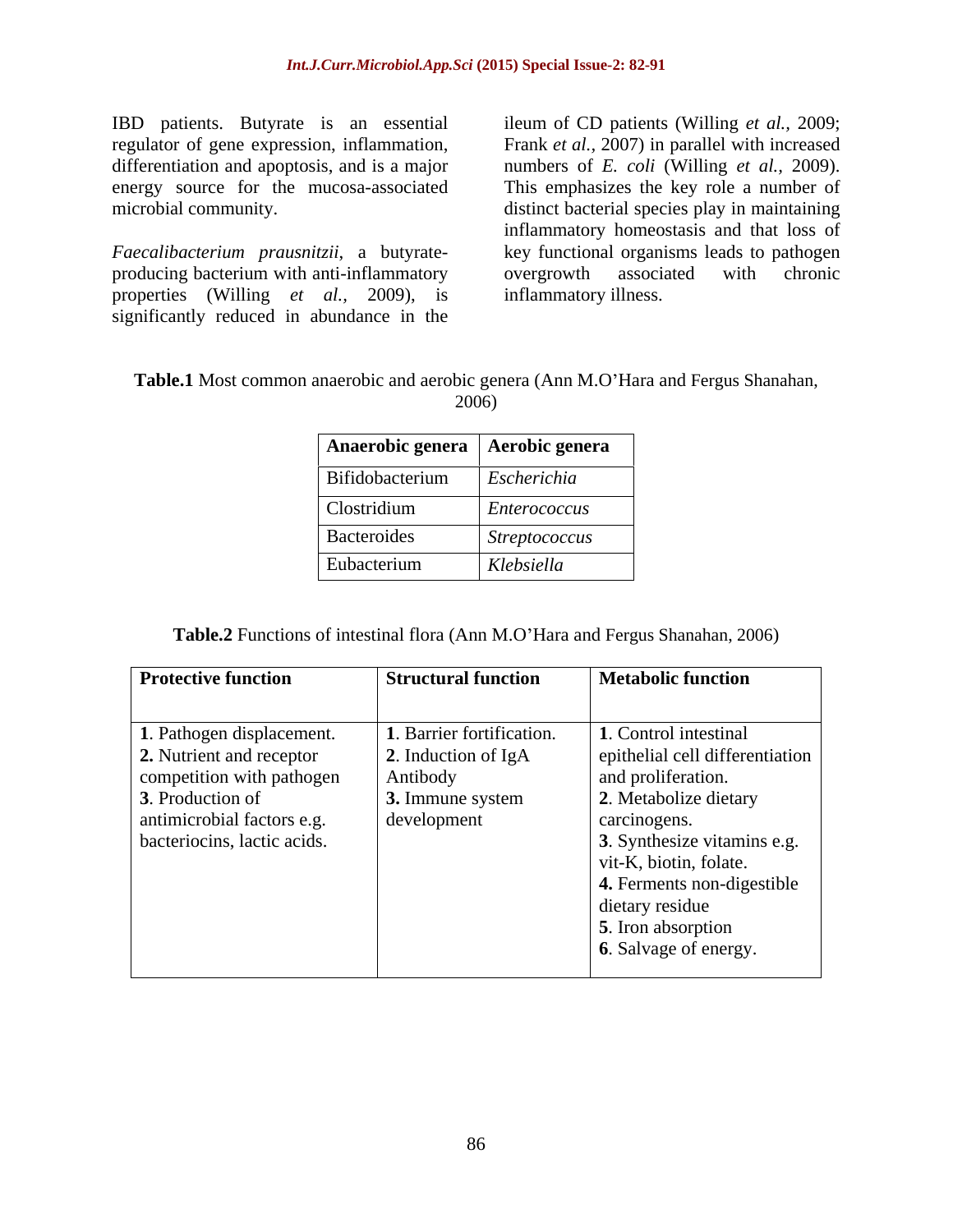IBD patients. Butyrate is an essential regulator of gene expression, inflammation, differentiation and apoptosis, and is a major energy source for the mucosa-associated microbial community.

*Faecalibacterium prausnitzii*, a butyrate-producing bacterium with anti-inflammatory properties (Willing *et al.*, 2009), is significantly reduced in abundance in the ileum of CD patients (Willing *et al.*, 2009; Frank *et al.*, 2007) in parallel with increased numbers of *E. coli* (Willing *et al.*, 2009). This emphasizes the key role a number of distinct bacterial species play in maintaining inflammatory homeostasis and that loss of key functional organisms leads to pathogen overgrowth associated with chronic inflammatory illness.

**Table.1** Most common anaerobic and aerobic genera (Ann M.O'Hara and Fergus Shanahan, 2006)

| **Anaerobic genera** | **Aerobic genera** |
|---|---|
| Bifidobacterium | *Escherichia* |
| Clostridium | *Enterococcus* |
| Bacteroides | *Streptococcus* |
| Eubacterium | *Klebsiella* |

**Table.2** Functions of intestinal flora (Ann M.O'Hara and Fergus Shanahan, 2006)

| **Protective function** | **Structural function** | **Metabolic function** |
|---|---|---|
| **1**. Pathogen displacement.<br>**2.** Nutrient and receptor competition with pathogen<br>**3**. Production of antimicrobial factors e.g. bacteriocins, lactic acids. | **1**. Barrier fortification.<br>**2**. Induction of IgA Antibody<br>**3.** Immune system development | **1**. Control intestinal epithelial cell differentiation and proliferation.<br>**2**. Metabolize dietary carcinogens.<br>**3**. Synthesize vitamins e.g. vit-K, biotin, folate.<br>**4.** Ferments non-digestible dietary residue<br>**5**. Iron absorption<br>**6**. Salvage of energy. |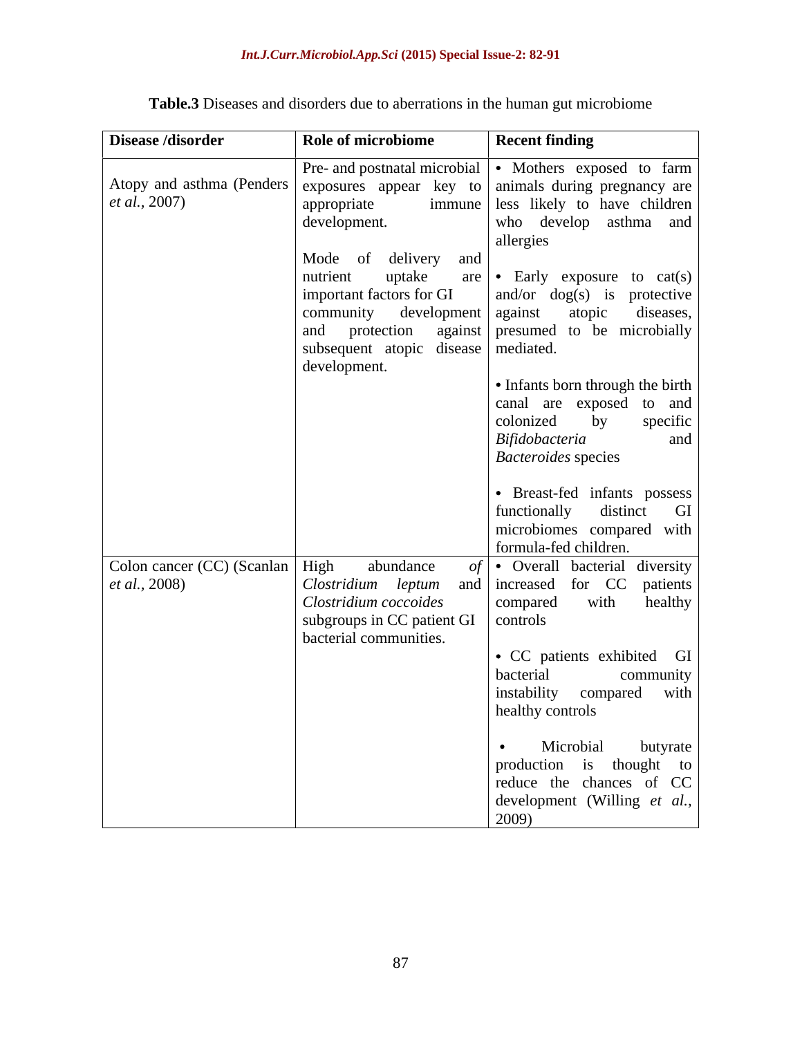**Table.3** Diseases and disorders due to aberrations in the human gut microbiome

| Disease /disorder | Role of microbiome | Recent finding |
|---|---|---|
| Atopy and asthma (Penders *et al.*, 2007) | Pre- and postnatal microbial exposures appear key to appropriate immune development.<br><br>Mode of delivery and nutrient uptake are important factors for GI community development and protection against subsequent atopic disease development. | • Mothers exposed to farm animals during pregnancy are less likely to have children who develop asthma and allergies<br><br>• Early exposure to cat(s) and/or dog(s) is protective against atopic diseases, presumed to be microbially mediated.<br><br>• Infants born through the birth canal are exposed to and colonized by specific *Bifidobacteria* and *Bacteroides* species<br><br>• Breast-fed infants possess functionally distinct GI microbiomes compared with formula-fed children. |
| Colon cancer (CC) (Scanlan *et al.*, 2008) | High abundance *of Clostridium leptum* and *Clostridium coccoides* subgroups in CC patient GI bacterial communities. | • Overall bacterial diversity increased for CC patients compared with healthy controls<br><br>• CC patients exhibited GI bacterial community instability compared with healthy controls<br><br>• Microbial butyrate production is thought to reduce the chances of CC development (Willing *et al.*, 2009) |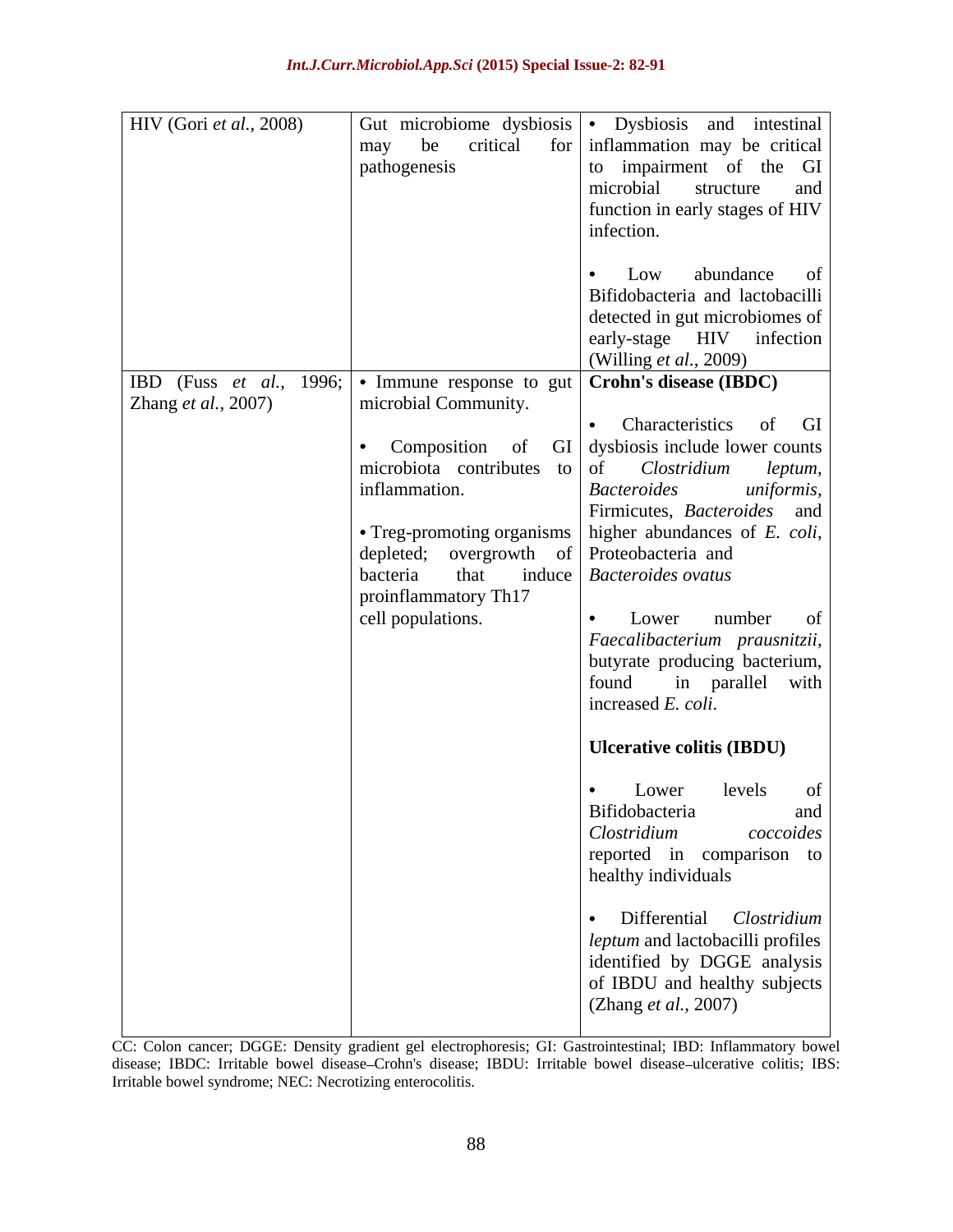| | | |
|---|---|---|
| HIV (Gori *et al.*, 2008) | Gut microbiome dysbiosis may be critical for pathogenesis | • Dysbiosis and intestinal inflammation may be critical to impairment of the GI microbial structure and function in early stages of HIV infection.<br><br>• Low abundance of Bifidobacteria and lactobacilli detected in gut microbiomes of early-stage HIV infection (Willing *et al.*, 2009) |
| IBD (Fuss *et al.*, 1996; Zhang *et al.*, 2007) | • Immune response to gut microbial Community.<br><br>• Composition of GI microbiota contributes to inflammation.<br><br>• Treg-promoting organisms depleted; overgrowth of bacteria that induce proinflammatory Th17 cell populations. | **Crohn's disease (IBDC)**<br><br>• Characteristics of GI dysbiosis include lower counts of *Clostridium leptum*, *Bacteroides uniformis*, Firmicutes, *Bacteroides* and higher abundances of *E. coli*, Proteobacteria and *Bacteroides ovatus*<br><br>• Lower number of *Faecalibacterium prausnitzii*, butyrate producing bacterium, found in parallel with increased *E. coli*.<br><br>**Ulcerative colitis (IBDU)**<br><br>• Lower levels of Bifidobacteria and *Clostridium coccoides* reported in comparison to healthy individuals<br><br>• Differential *Clostridium leptum* and lactobacilli profiles identified by DGGE analysis of IBDU and healthy subjects (Zhang *et al.*, 2007) |

CC: Colon cancer; DGGE: Density gradient gel electrophoresis; GI: Gastrointestinal; IBD: Inflammatory bowel disease; IBDC: Irritable bowel disease–Crohn's disease; IBDU: Irritable bowel disease–ulcerative colitis; IBS: Irritable bowel syndrome; NEC: Necrotizing enterocolitis.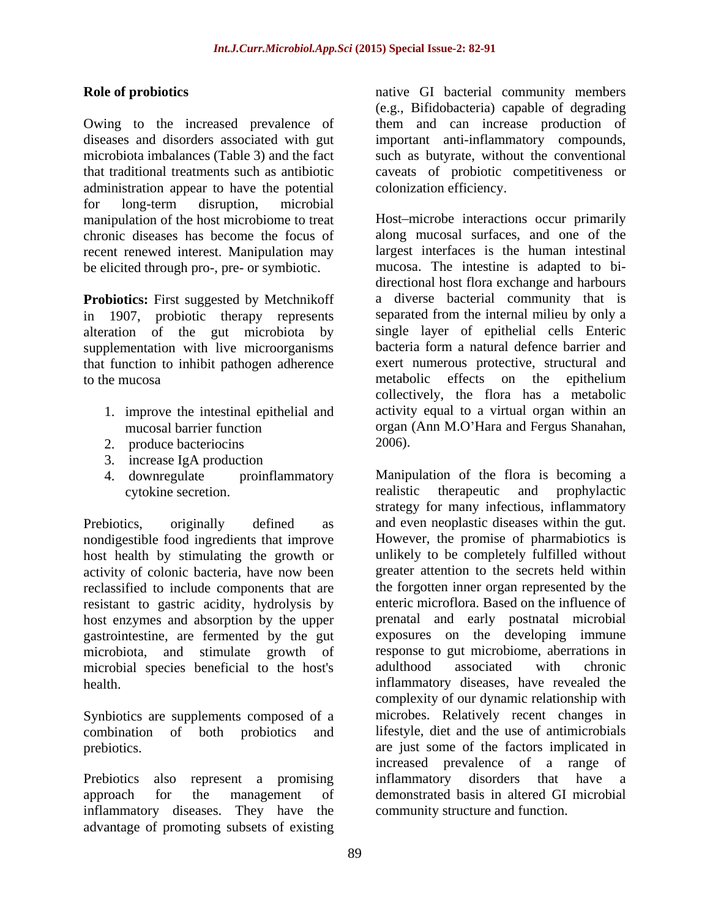## Role of probiotics

Owing to the increased prevalence of diseases and disorders associated with gut microbiota imbalances (Table 3) and the fact that traditional treatments such as antibiotic administration appear to have the potential for long-term disruption, microbial manipulation of the host microbiome to treat chronic diseases has become the focus of recent renewed interest. Manipulation may be elicited through pro-, pre- or symbiotic.

**Probiotics:** First suggested by Metchnikoff in 1907, probiotic therapy represents alteration of the gut microbiota by supplementation with live microorganisms that function to inhibit pathogen adherence to the mucosa

1. improve the intestinal epithelial and mucosal barrier function
2. produce bacteriocins
3. increase IgA production
4. downregulate proinflammatory cytokine secretion.

Prebiotics, originally defined as nondigestible food ingredients that improve host health by stimulating the growth or activity of colonic bacteria, have now been reclassified to include components that are resistant to gastric acidity, hydrolysis by host enzymes and absorption by the upper gastrointestine, are fermented by the gut microbiota, and stimulate growth of microbial species beneficial to the host's health.

Synbiotics are supplements composed of a combination of both probiotics and prebiotics.

Prebiotics also represent a promising approach for the management of inflammatory diseases. They have the advantage of promoting subsets of existing native GI bacterial community members (e.g., Bifidobacteria) capable of degrading them and can increase production of important anti-inflammatory compounds, such as butyrate, without the conventional caveats of probiotic competitiveness or colonization efficiency.

Host–microbe interactions occur primarily along mucosal surfaces, and one of the largest interfaces is the human intestinal mucosa. The intestine is adapted to bi-directional host flora exchange and harbours a diverse bacterial community that is separated from the internal milieu by only a single layer of epithelial cells Enteric bacteria form a natural defence barrier and exert numerous protective, structural and metabolic effects on the epithelium collectively, the flora has a metabolic activity equal to a virtual organ within an organ (Ann M.O'Hara and Fergus Shanahan, 2006).

Manipulation of the flora is becoming a realistic therapeutic and prophylactic strategy for many infectious, inflammatory and even neoplastic diseases within the gut. However, the promise of pharmabiotics is unlikely to be completely fulfilled without greater attention to the secrets held within the forgotten inner organ represented by the enteric microflora. Based on the influence of prenatal and early postnatal microbial exposures on the developing immune response to gut microbiome, aberrations in adulthood associated with chronic inflammatory diseases, have revealed the complexity of our dynamic relationship with microbes. Relatively recent changes in lifestyle, diet and the use of antimicrobials are just some of the factors implicated in increased prevalence of a range of inflammatory disorders that have a demonstrated basis in altered GI microbial community structure and function.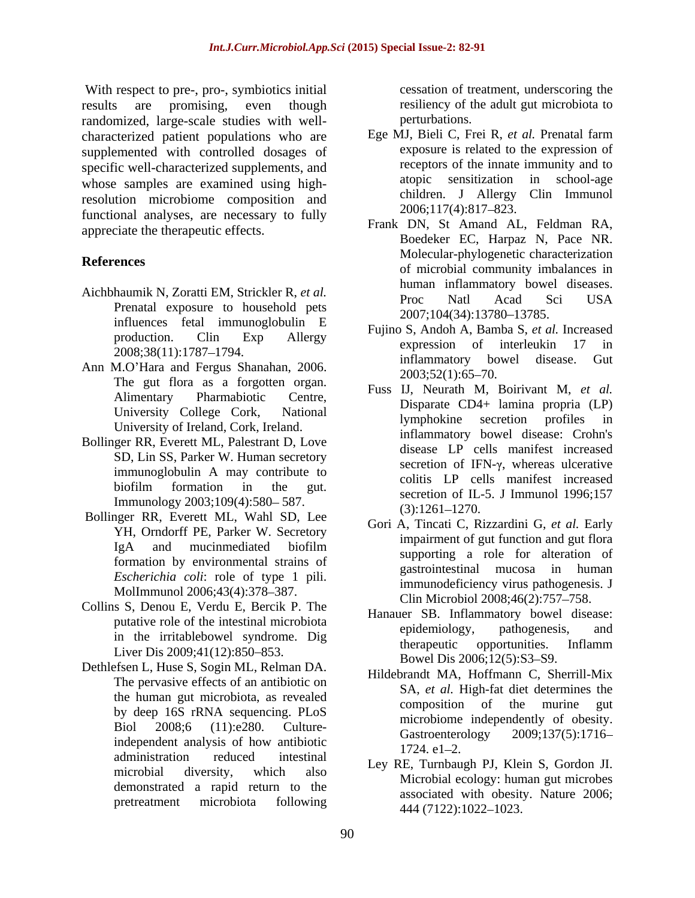With respect to pre-, pro-, symbiotics initial results are promising, even though randomized, large-scale studies with well-characterized patient populations who are supplemented with controlled dosages of specific well-characterized supplements, and whose samples are examined using high-resolution microbiome composition and functional analyses, are necessary to fully appreciate the therapeutic effects.

## References

Aichbhaumik N, Zoratti EM, Strickler R, *et al.* Prenatal exposure to household pets influences fetal immunoglobulin E production. Clin Exp Allergy 2008;38(11):1787–1794.

Ann M.O'Hara and Fergus Shanahan, 2006. The gut flora as a forgotten organ. Alimentary Pharmabiotic Centre, University College Cork, National University of Ireland, Cork, Ireland.

Bollinger RR, Everett ML, Palestrant D, Love SD, Lin SS, Parker W. Human secretory immunoglobulin A may contribute to biofilm formation in the gut. Immunology 2003;109(4):580– 587.

Bollinger RR, Everett ML, Wahl SD, Lee YH, Orndorff PE, Parker W. Secretory IgA and mucinmediated biofilm formation by environmental strains of *Escherichia coli*: role of type 1 pili. MolImmunol 2006;43(4):378–387.

Collins S, Denou E, Verdu E, Bercik P. The putative role of the intestinal microbiota in the irritablebowel syndrome. Dig Liver Dis 2009;41(12):850–853.

Dethlefsen L, Huse S, Sogin ML, Relman DA. The pervasive effects of an antibiotic on the human gut microbiota, as revealed by deep 16S rRNA sequencing. PLoS Biol 2008;6 (11):e280. Culture-independent analysis of how antibiotic administration reduced intestinal microbial diversity, which also demonstrated a rapid return to the pretreatment microbiota following cessation of treatment, underscoring the resiliency of the adult gut microbiota to perturbations.

Ege MJ, Bieli C, Frei R, *et al.* Prenatal farm exposure is related to the expression of receptors of the innate immunity and to atopic sensitization in school-age children. J Allergy Clin Immunol 2006;117(4):817–823.

Frank DN, St Amand AL, Feldman RA, Boedeker EC, Harpaz N, Pace NR. Molecular-phylogenetic characterization of microbial community imbalances in human inflammatory bowel diseases. Proc Natl Acad Sci USA 2007;104(34):13780–13785.

Fujino S, Andoh A, Bamba S, *et al.* Increased expression of interleukin 17 in inflammatory bowel disease. Gut 2003;52(1):65–70.

Fuss IJ, Neurath M, Boirivant M, *et al.* Disparate CD4+ lamina propria (LP) lymphokine secretion profiles in inflammatory bowel disease: Crohn's disease LP cells manifest increased secretion of IFN-γ, whereas ulcerative colitis LP cells manifest increased secretion of IL-5. J Immunol 1996;157 (3):1261–1270.

Gori A, Tincati C, Rizzardini G, *et al.* Early impairment of gut function and gut flora supporting a role for alteration of gastrointestinal mucosa in human immunodeficiency virus pathogenesis. J Clin Microbiol 2008;46(2):757–758.

Hanauer SB. Inflammatory bowel disease: epidemiology, pathogenesis, and therapeutic opportunities. Inflamm Bowel Dis 2006;12(5):S3–S9.

Hildebrandt MA, Hoffmann C, Sherrill-Mix SA, *et al.* High-fat diet determines the composition of the murine gut microbiome independently of obesity. Gastroenterology 2009;137(5):1716–1724. e1–2.

Ley RE, Turnbaugh PJ, Klein S, Gordon JI. Microbial ecology: human gut microbes associated with obesity. Nature 2006; 444 (7122):1022–1023.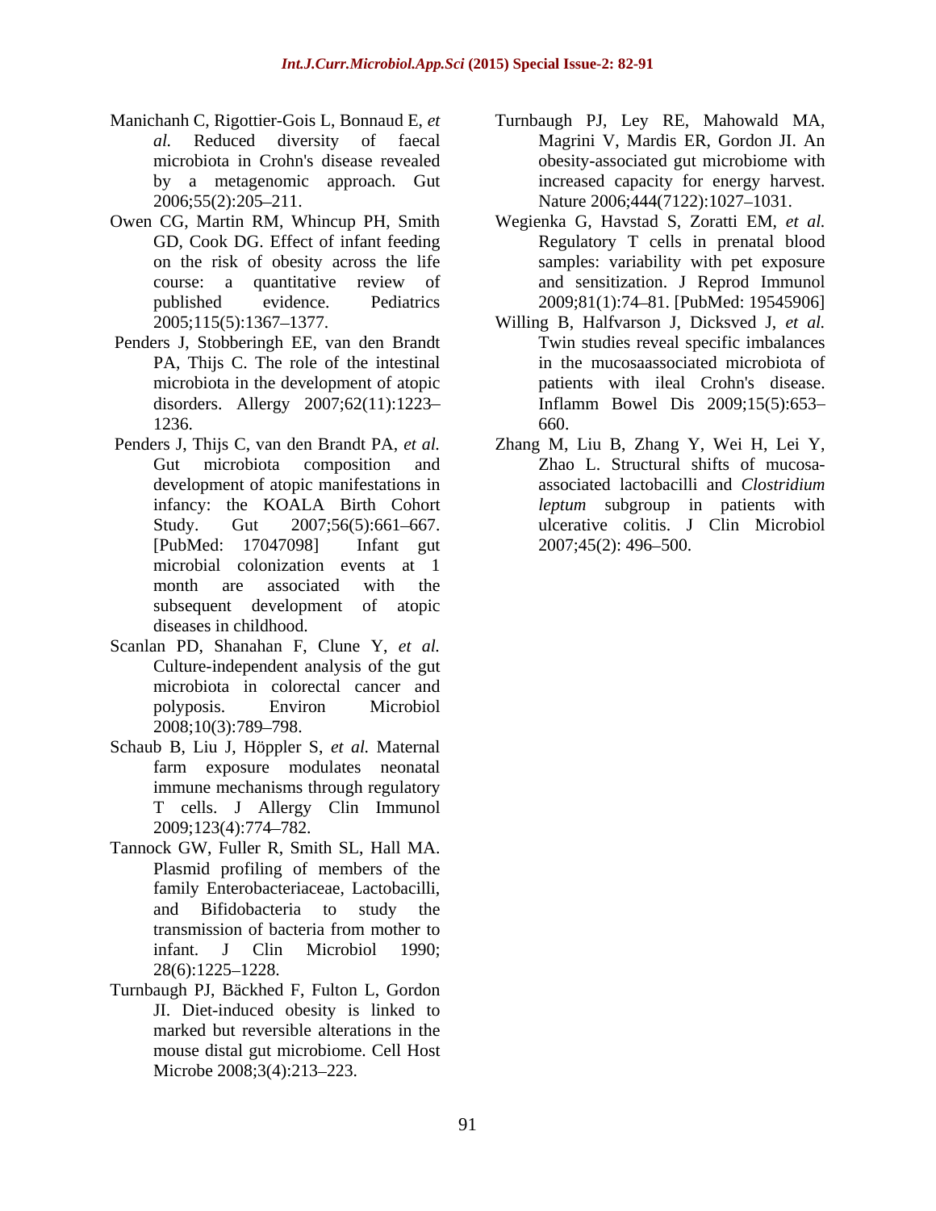Manichanh C, Rigottier-Gois L, Bonnaud E, *et al.* Reduced diversity of faecal microbiota in Crohn's disease revealed by a metagenomic approach. Gut 2006;55(2):205–211.

Owen CG, Martin RM, Whincup PH, Smith GD, Cook DG. Effect of infant feeding on the risk of obesity across the life course: a quantitative review of published evidence. Pediatrics 2005;115(5):1367–1377.

Penders J, Stobberingh EE, van den Brandt PA, Thijs C. The role of the intestinal microbiota in the development of atopic disorders. Allergy 2007;62(11):1223–1236.

Penders J, Thijs C, van den Brandt PA, *et al.* Gut microbiota composition and development of atopic manifestations in infancy: the KOALA Birth Cohort Study. Gut 2007;56(5):661–667. [PubMed: 17047098] Infant gut microbial colonization events at 1 month are associated with the subsequent development of atopic diseases in childhood.

Scanlan PD, Shanahan F, Clune Y, *et al.* Culture-independent analysis of the gut microbiota in colorectal cancer and polyposis. Environ Microbiol 2008;10(3):789–798.

Schaub B, Liu J, Höppler S, *et al.* Maternal farm exposure modulates neonatal immune mechanisms through regulatory T cells. J Allergy Clin Immunol 2009;123(4):774–782.

Tannock GW, Fuller R, Smith SL, Hall MA. Plasmid profiling of members of the family Enterobacteriaceae, Lactobacilli, and Bifidobacteria to study the transmission of bacteria from mother to infant. J Clin Microbiol 1990; 28(6):1225–1228.

Turnbaugh PJ, Bäckhed F, Fulton L, Gordon JI. Diet-induced obesity is linked to marked but reversible alterations in the mouse distal gut microbiome. Cell Host Microbe 2008;3(4):213–223.

Turnbaugh PJ, Ley RE, Mahowald MA, Magrini V, Mardis ER, Gordon JI. An obesity-associated gut microbiome with increased capacity for energy harvest. Nature 2006;444(7122):1027–1031.

Wegienka G, Havstad S, Zoratti EM, *et al.* Regulatory T cells in prenatal blood samples: variability with pet exposure and sensitization. J Reprod Immunol 2009;81(1):74–81. [PubMed: 19545906]

Willing B, Halfvarson J, Dicksved J, *et al.* Twin studies reveal specific imbalances in the mucosaassociated microbiota of patients with ileal Crohn's disease. Inflamm Bowel Dis 2009;15(5):653–660.

Zhang M, Liu B, Zhang Y, Wei H, Lei Y, Zhao L. Structural shifts of mucosa-associated lactobacilli and *Clostridium leptum* subgroup in patients with ulcerative colitis. J Clin Microbiol 2007;45(2): 496–500.